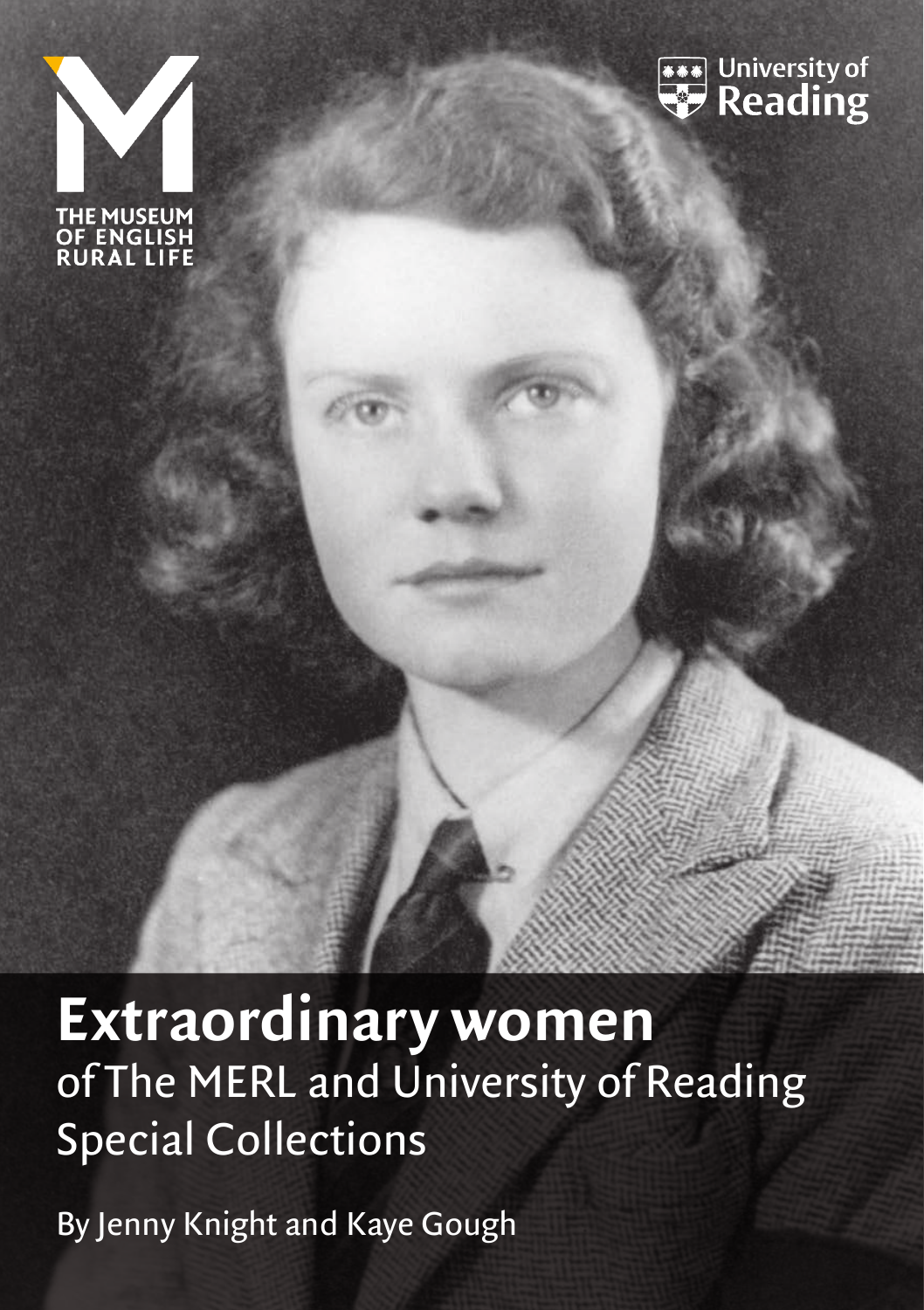THE MUSEUM OF ENGLISH RURAL LIFE

University of Reading

# Extraordinary women

of The MERL and University of Reading Special Collections

By Jenny Knight and Kaye Gough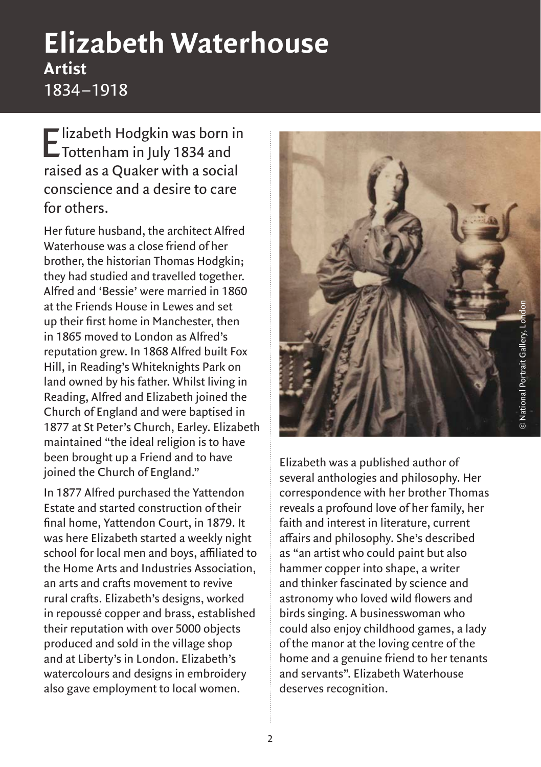# Elizabeth Waterhouse

**Artist**

1834–1918

Elizabeth Hodgkin was born in Tottenham in July 1834 and raised as a Quaker with a social conscience and a desire to care for others.

Her future husband, the architect Alfred Waterhouse was a close friend of her brother, the historian Thomas Hodgkin; they had studied and travelled together. Alfred and 'Bessie' were married in 1860 at the Friends House in Lewes and set up their first home in Manchester, then in 1865 moved to London as Alfred's reputation grew. In 1868 Alfred built Fox Hill, in Reading's Whiteknights Park on land owned by his father. Whilst living in Reading, Alfred and Elizabeth joined the Church of England and were baptised in 1877 at St Peter's Church, Earley. Elizabeth maintained "the ideal religion is to have been brought up a Friend and to have joined the Church of England."

In 1877 Alfred purchased the Yattendon Estate and started construction of their final home, Yattendon Court, in 1879. It was here Elizabeth started a weekly night school for local men and boys, affiliated to the Home Arts and Industries Association, an arts and crafts movement to revive rural crafts. Elizabeth's designs, worked in repoussé copper and brass, established their reputation with over 5000 objects produced and sold in the village shop and at Liberty's in London. Elizabeth's watercolours and designs in embroidery also gave employment to local women.

© National Portrait Gallery, London

Elizabeth was a published author of several anthologies and philosophy. Her correspondence with her brother Thomas reveals a profound love of her family, her faith and interest in literature, current affairs and philosophy. She's described as "an artist who could paint but also hammer copper into shape, a writer and thinker fascinated by science and astronomy who loved wild flowers and birds singing. A businesswoman who could also enjoy childhood games, a lady of the manor at the loving centre of the home and a genuine friend to her tenants and servants". Elizabeth Waterhouse deserves recognition.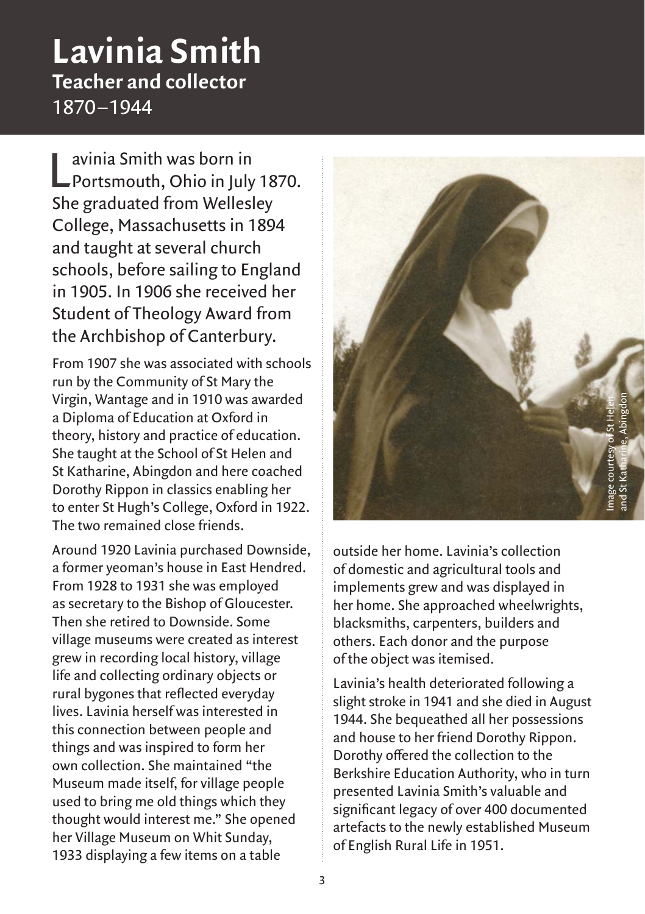# Lavinia Smith

**Teacher and collector**

1870–1944

Lavinia Smith was born in Portsmouth, Ohio in July 1870. She graduated from Wellesley College, Massachusetts in 1894 and taught at several church schools, before sailing to England in 1905. In 1906 she received her Student of Theology Award from the Archbishop of Canterbury.

From 1907 she was associated with schools run by the Community of St Mary the Virgin, Wantage and in 1910 was awarded a Diploma of Education at Oxford in theory, history and practice of education. She taught at the School of St Helen and St Katharine, Abingdon and here coached Dorothy Rippon in classics enabling her to enter St Hugh's College, Oxford in 1922. The two remained close friends.

Around 1920 Lavinia purchased Downside, a former yeoman's house in East Hendred. From 1928 to 1931 she was employed as secretary to the Bishop of Gloucester. Then she retired to Downside. Some village museums were created as interest grew in recording local history, village life and collecting ordinary objects or rural bygones that reflected everyday lives. Lavinia herself was interested in this connection between people and things and was inspired to form her own collection. She maintained "the Museum made itself, for village people used to bring me old things which they thought would interest me." She opened her Village Museum on Whit Sunday, 1933 displaying a few items on a table outside her home. Lavinia's collection of domestic and agricultural tools and implements grew and was displayed in her home. She approached wheelwrights, blacksmiths, carpenters, builders and others. Each donor and the purpose of the object was itemised.

Image courtesy of St Helen and St Katharine, Abingdon

Lavinia's health deteriorated following a slight stroke in 1941 and she died in August 1944. She bequeathed all her possessions and house to her friend Dorothy Rippon. Dorothy offered the collection to the Berkshire Education Authority, who in turn presented Lavinia Smith's valuable and significant legacy of over 400 documented artefacts to the newly established Museum of English Rural Life in 1951.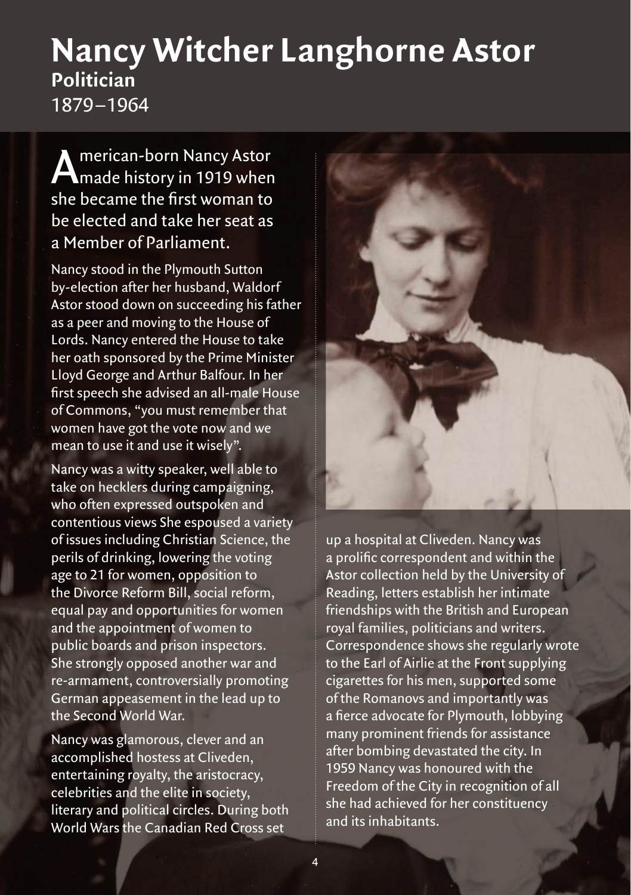# Nancy Witcher Langhorne Astor

**Politician**

1879–1964

American-born Nancy Astor made history in 1919 when she became the first woman to be elected and take her seat as a Member of Parliament.

Nancy stood in the Plymouth Sutton by-election after her husband, Waldorf Astor stood down on succeeding his father as a peer and moving to the House of Lords. Nancy entered the House to take her oath sponsored by the Prime Minister Lloyd George and Arthur Balfour. In her first speech she advised an all-male House of Commons, "you must remember that women have got the vote now and we mean to use it and use it wisely".

Nancy was a witty speaker, well able to take on hecklers during campaigning, who often expressed outspoken and contentious views She espoused a variety of issues including Christian Science, the perils of drinking, lowering the voting age to 21 for women, opposition to the Divorce Reform Bill, social reform, equal pay and opportunities for women and the appointment of women to public boards and prison inspectors. She strongly opposed another war and re-armament, controversially promoting German appeasement in the lead up to the Second World War.

Nancy was glamorous, clever and an accomplished hostess at Cliveden, entertaining royalty, the aristocracy, celebrities and the elite in society, literary and political circles. During both World Wars the Canadian Red Cross set up a hospital at Cliveden. Nancy was a prolific correspondent and within the Astor collection held by the University of Reading, letters establish her intimate friendships with the British and European royal families, politicians and writers. Correspondence shows she regularly wrote to the Earl of Airlie at the Front supplying cigarettes for his men, supported some of the Romanovs and importantly was a fierce advocate for Plymouth, lobbying many prominent friends for assistance after bombing devastated the city. In 1959 Nancy was honoured with the Freedom of the City in recognition of all she had achieved for her constituency and its inhabitants.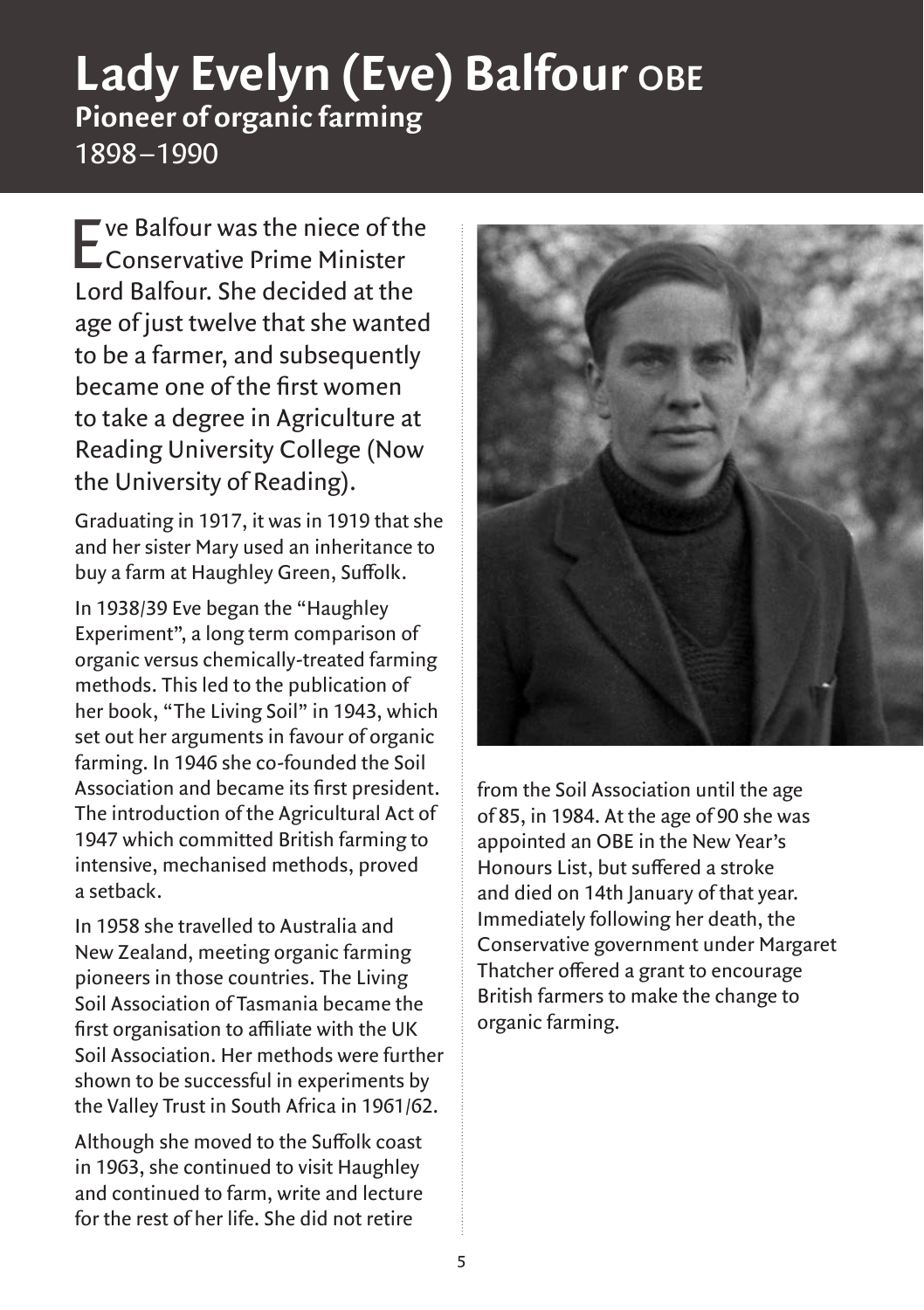# Lady Evelyn (Eve) Balfour OBE

## Pioneer of organic farming

1898–1990

Eve Balfour was the niece of the Conservative Prime Minister Lord Balfour. She decided at the age of just twelve that she wanted to be a farmer, and subsequently became one of the first women to take a degree in Agriculture at Reading University College (Now the University of Reading).

Graduating in 1917, it was in 1919 that she and her sister Mary used an inheritance to buy a farm at Haughley Green, Suffolk.

In 1938/39 Eve began the "Haughley Experiment", a long term comparison of organic versus chemically-treated farming methods. This led to the publication of her book, "The Living Soil" in 1943, which set out her arguments in favour of organic farming. In 1946 she co-founded the Soil Association and became its first president. The introduction of the Agricultural Act of 1947 which committed British farming to intensive, mechanised methods, proved a setback.

In 1958 she travelled to Australia and New Zealand, meeting organic farming pioneers in those countries. The Living Soil Association of Tasmania became the first organisation to affiliate with the UK Soil Association. Her methods were further shown to be successful in experiments by the Valley Trust in South Africa in 1961/62.

Although she moved to the Suffolk coast in 1963, she continued to visit Haughley and continued to farm, write and lecture for the rest of her life. She did not retire from the Soil Association until the age of 85, in 1984. At the age of 90 she was appointed an OBE in the New Year's Honours List, but suffered a stroke and died on 14th January of that year. Immediately following her death, the Conservative government under Margaret Thatcher offered a grant to encourage British farmers to make the change to organic farming.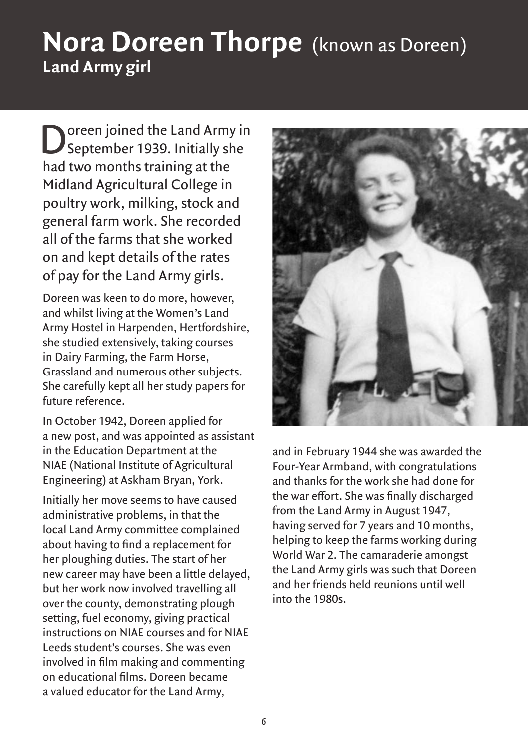# Nora Doreen Thorpe (known as Doreen)

## Land Army girl

Doreen joined the Land Army in September 1939. Initially she had two months training at the Midland Agricultural College in poultry work, milking, stock and general farm work. She recorded all of the farms that she worked on and kept details of the rates of pay for the Land Army girls.

Doreen was keen to do more, however, and whilst living at the Women's Land Army Hostel in Harpenden, Hertfordshire, she studied extensively, taking courses in Dairy Farming, the Farm Horse, Grassland and numerous other subjects. She carefully kept all her study papers for future reference.

In October 1942, Doreen applied for a new post, and was appointed as assistant in the Education Department at the NIAE (National Institute of Agricultural Engineering) at Askham Bryan, York.

Initially her move seems to have caused administrative problems, in that the local Land Army committee complained about having to find a replacement for her ploughing duties. The start of her new career may have been a little delayed, but her work now involved travelling all over the county, demonstrating plough setting, fuel economy, giving practical instructions on NIAE courses and for NIAE Leeds student's courses. She was even involved in film making and commenting on educational films. Doreen became a valued educator for the Land Army, and in February 1944 she was awarded the Four-Year Armband, with congratulations and thanks for the work she had done for the war effort. She was finally discharged from the Land Army in August 1947, having served for 7 years and 10 months, helping to keep the farms working during World War 2. The camaraderie amongst the Land Army girls was such that Doreen and her friends held reunions until well into the 1980s.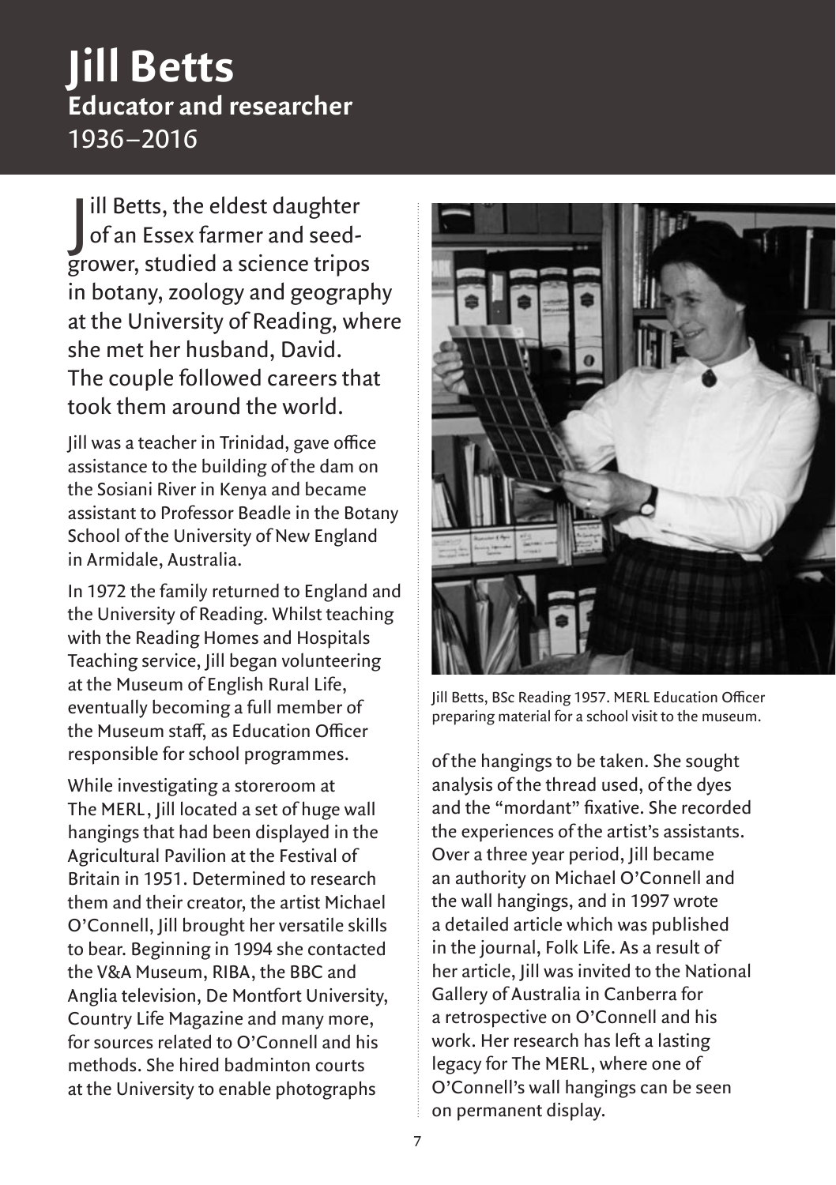# Jill Betts

## Educator and researcher

1936–2016

Jill Betts, the eldest daughter of an Essex farmer and seed-grower, studied a science tripos in botany, zoology and geography at the University of Reading, where she met her husband, David. The couple followed careers that took them around the world.

Jill was a teacher in Trinidad, gave office assistance to the building of the dam on the Sosiani River in Kenya and became assistant to Professor Beadle in the Botany School of the University of New England in Armidale, Australia.

In 1972 the family returned to England and the University of Reading. Whilst teaching with the Reading Homes and Hospitals Teaching service, Jill began volunteering at the Museum of English Rural Life, eventually becoming a full member of the Museum staff, as Education Officer responsible for school programmes.

While investigating a storeroom at The MERL, Jill located a set of huge wall hangings that had been displayed in the Agricultural Pavilion at the Festival of Britain in 1951. Determined to research them and their creator, the artist Michael O'Connell, Jill brought her versatile skills to bear. Beginning in 1994 she contacted the V&A Museum, RIBA, the BBC and Anglia television, De Montfort University, Country Life Magazine and many more, for sources related to O'Connell and his methods. She hired badminton courts at the University to enable photographs of the hangings to be taken. She sought analysis of the thread used, of the dyes and the "mordant" fixative. She recorded the experiences of the artist's assistants. Over a three year period, Jill became an authority on Michael O'Connell and the wall hangings, and in 1997 wrote a detailed article which was published in the journal, Folk Life. As a result of her article, Jill was invited to the National Gallery of Australia in Canberra for a retrospective on O'Connell and his work. Her research has left a lasting legacy for The MERL, where one of O'Connell's wall hangings can be seen on permanent display.

Jill Betts, BSc Reading 1957. MERL Education Officer preparing material for a school visit to the museum.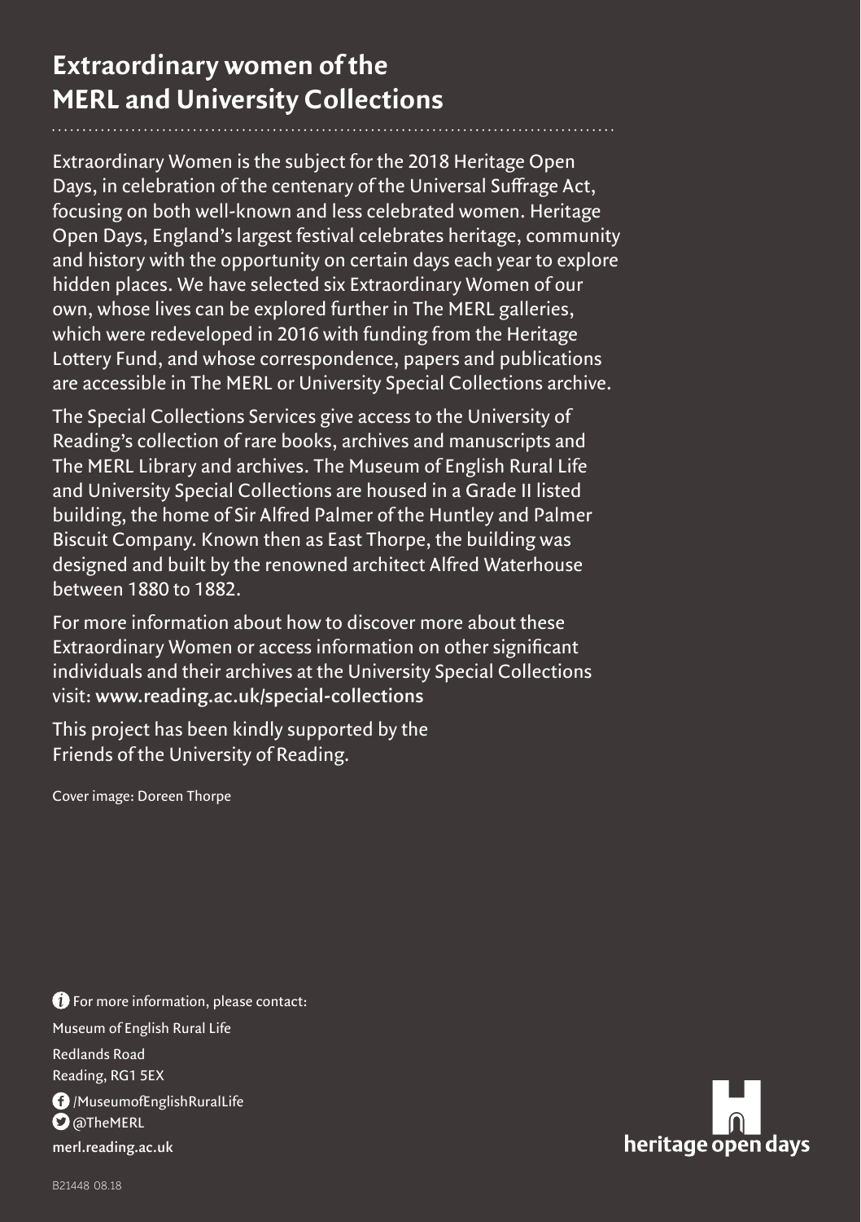## Extraordinary women of the MERL and University Collections

Extraordinary Women is the subject for the 2018 Heritage Open Days, in celebration of the centenary of the Universal Suffrage Act, focusing on both well-known and less celebrated women. Heritage Open Days, England's largest festival celebrates heritage, community and history with the opportunity on certain days each year to explore hidden places. We have selected six Extraordinary Women of our own, whose lives can be explored further in The MERL galleries, which were redeveloped in 2016 with funding from the Heritage Lottery Fund, and whose correspondence, papers and publications are accessible in The MERL or University Special Collections archive.

The Special Collections Services give access to the University of Reading's collection of rare books, archives and manuscripts and The MERL Library and archives. The Museum of English Rural Life and University Special Collections are housed in a Grade II listed building, the home of Sir Alfred Palmer of the Huntley and Palmer Biscuit Company. Known then as East Thorpe, the building was designed and built by the renowned architect Alfred Waterhouse between 1880 to 1882.

For more information about how to discover more about these Extraordinary Women or access information on other significant individuals and their archives at the University Special Collections visit: **www.reading.ac.uk/special-collections**

This project has been kindly supported by the Friends of the University of Reading.

Cover image: Doreen Thorpe

For more information, please contact:

Museum of English Rural Life

Redlands Road
Reading, RG1 5EX

/MuseumofEnglishRuralLife
@TheMERL
**merl.reading.ac.uk**

heritage open days

B21448 08.18